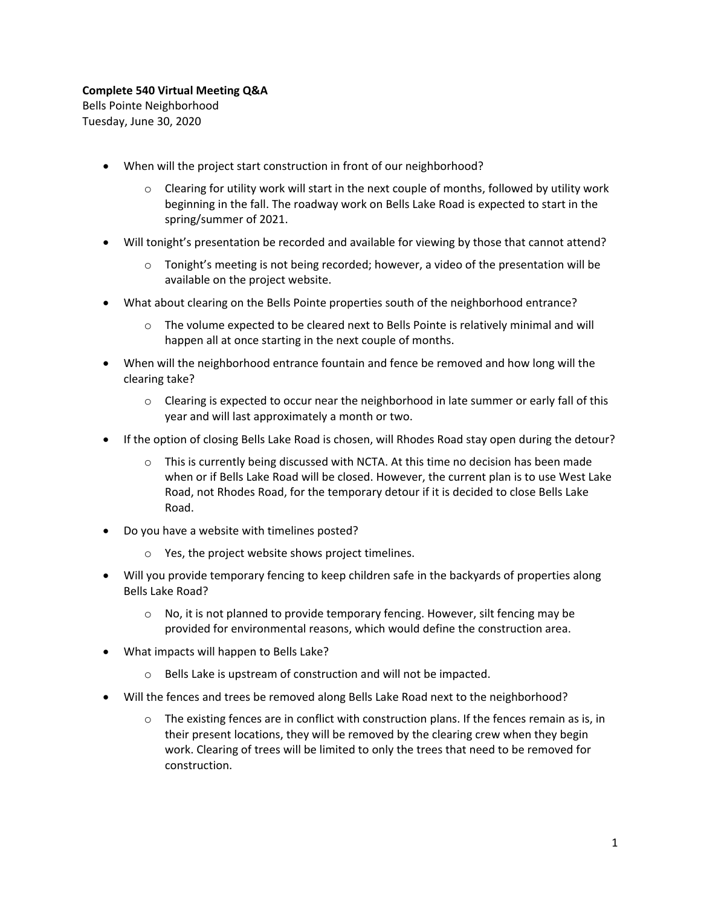**Complete 540 Virtual Meeting Q&A**

Bells Pointe Neighborhood

Tuesday, June 30, 2020

- When will the project start construction in front of our neighborhood?
  - Clearing for utility work will start in the next couple of months, followed by utility work beginning in the fall. The roadway work on Bells Lake Road is expected to start in the spring/summer of 2021.
- Will tonight's presentation be recorded and available for viewing by those that cannot attend?
  - Tonight's meeting is not being recorded; however, a video of the presentation will be available on the project website.
- What about clearing on the Bells Pointe properties south of the neighborhood entrance?
  - The volume expected to be cleared next to Bells Pointe is relatively minimal and will happen all at once starting in the next couple of months.
- When will the neighborhood entrance fountain and fence be removed and how long will the clearing take?
  - Clearing is expected to occur near the neighborhood in late summer or early fall of this year and will last approximately a month or two.
- If the option of closing Bells Lake Road is chosen, will Rhodes Road stay open during the detour?
  - This is currently being discussed with NCTA. At this time no decision has been made when or if Bells Lake Road will be closed. However, the current plan is to use West Lake Road, not Rhodes Road, for the temporary detour if it is decided to close Bells Lake Road.
- Do you have a website with timelines posted?
  - Yes, the project website shows project timelines.
- Will you provide temporary fencing to keep children safe in the backyards of properties along Bells Lake Road?
  - No, it is not planned to provide temporary fencing. However, silt fencing may be provided for environmental reasons, which would define the construction area.
- What impacts will happen to Bells Lake?
  - Bells Lake is upstream of construction and will not be impacted.
- Will the fences and trees be removed along Bells Lake Road next to the neighborhood?
  - The existing fences are in conflict with construction plans. If the fences remain as is, in their present locations, they will be removed by the clearing crew when they begin work. Clearing of trees will be limited to only the trees that need to be removed for construction.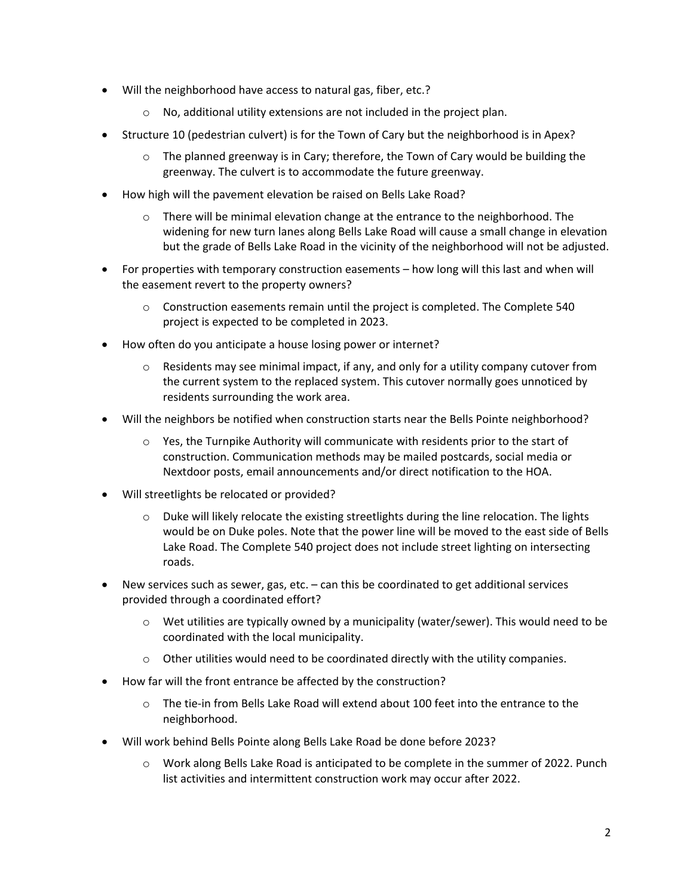- Will the neighborhood have access to natural gas, fiber, etc.?
    - No, additional utility extensions are not included in the project plan.
- Structure 10 (pedestrian culvert) is for the Town of Cary but the neighborhood is in Apex?
    - The planned greenway is in Cary; therefore, the Town of Cary would be building the greenway. The culvert is to accommodate the future greenway.
- How high will the pavement elevation be raised on Bells Lake Road?
    - There will be minimal elevation change at the entrance to the neighborhood. The widening for new turn lanes along Bells Lake Road will cause a small change in elevation but the grade of Bells Lake Road in the vicinity of the neighborhood will not be adjusted.
- For properties with temporary construction easements – how long will this last and when will the easement revert to the property owners?
    - Construction easements remain until the project is completed. The Complete 540 project is expected to be completed in 2023.
- How often do you anticipate a house losing power or internet?
    - Residents may see minimal impact, if any, and only for a utility company cutover from the current system to the replaced system. This cutover normally goes unnoticed by residents surrounding the work area.
- Will the neighbors be notified when construction starts near the Bells Pointe neighborhood?
    - Yes, the Turnpike Authority will communicate with residents prior to the start of construction. Communication methods may be mailed postcards, social media or Nextdoor posts, email announcements and/or direct notification to the HOA.
- Will streetlights be relocated or provided?
    - Duke will likely relocate the existing streetlights during the line relocation. The lights would be on Duke poles. Note that the power line will be moved to the east side of Bells Lake Road. The Complete 540 project does not include street lighting on intersecting roads.
- New services such as sewer, gas, etc. – can this be coordinated to get additional services provided through a coordinated effort?
    - Wet utilities are typically owned by a municipality (water/sewer). This would need to be coordinated with the local municipality.
    - Other utilities would need to be coordinated directly with the utility companies.
- How far will the front entrance be affected by the construction?
    - The tie-in from Bells Lake Road will extend about 100 feet into the entrance to the neighborhood.
- Will work behind Bells Pointe along Bells Lake Road be done before 2023?
    - Work along Bells Lake Road is anticipated to be complete in the summer of 2022. Punch list activities and intermittent construction work may occur after 2022.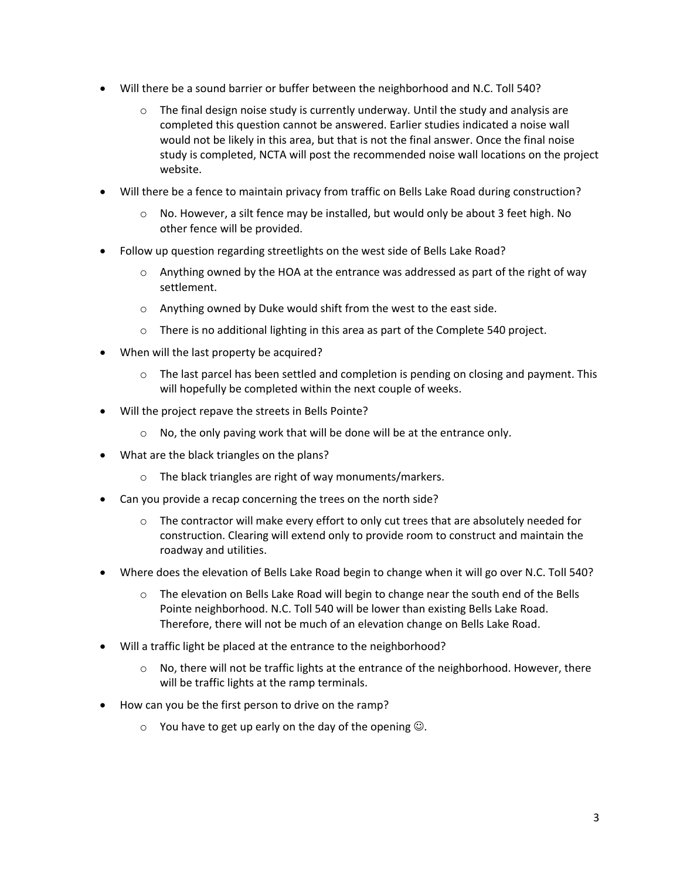- Will there be a sound barrier or buffer between the neighborhood and N.C. Toll 540?
  - The final design noise study is currently underway. Until the study and analysis are completed this question cannot be answered. Earlier studies indicated a noise wall would not be likely in this area, but that is not the final answer. Once the final noise study is completed, NCTA will post the recommended noise wall locations on the project website.
- Will there be a fence to maintain privacy from traffic on Bells Lake Road during construction?
  - No. However, a silt fence may be installed, but would only be about 3 feet high. No other fence will be provided.
- Follow up question regarding streetlights on the west side of Bells Lake Road?
  - Anything owned by the HOA at the entrance was addressed as part of the right of way settlement.
  - Anything owned by Duke would shift from the west to the east side.
  - There is no additional lighting in this area as part of the Complete 540 project.
- When will the last property be acquired?
  - The last parcel has been settled and completion is pending on closing and payment. This will hopefully be completed within the next couple of weeks.
- Will the project repave the streets in Bells Pointe?
  - No, the only paving work that will be done will be at the entrance only.
- What are the black triangles on the plans?
  - The black triangles are right of way monuments/markers.
- Can you provide a recap concerning the trees on the north side?
  - The contractor will make every effort to only cut trees that are absolutely needed for construction. Clearing will extend only to provide room to construct and maintain the roadway and utilities.
- Where does the elevation of Bells Lake Road begin to change when it will go over N.C. Toll 540?
  - The elevation on Bells Lake Road will begin to change near the south end of the Bells Pointe neighborhood. N.C. Toll 540 will be lower than existing Bells Lake Road. Therefore, there will not be much of an elevation change on Bells Lake Road.
- Will a traffic light be placed at the entrance to the neighborhood?
  - No, there will not be traffic lights at the entrance of the neighborhood. However, there will be traffic lights at the ramp terminals.
- How can you be the first person to drive on the ramp?
  - You have to get up early on the day of the opening ☺.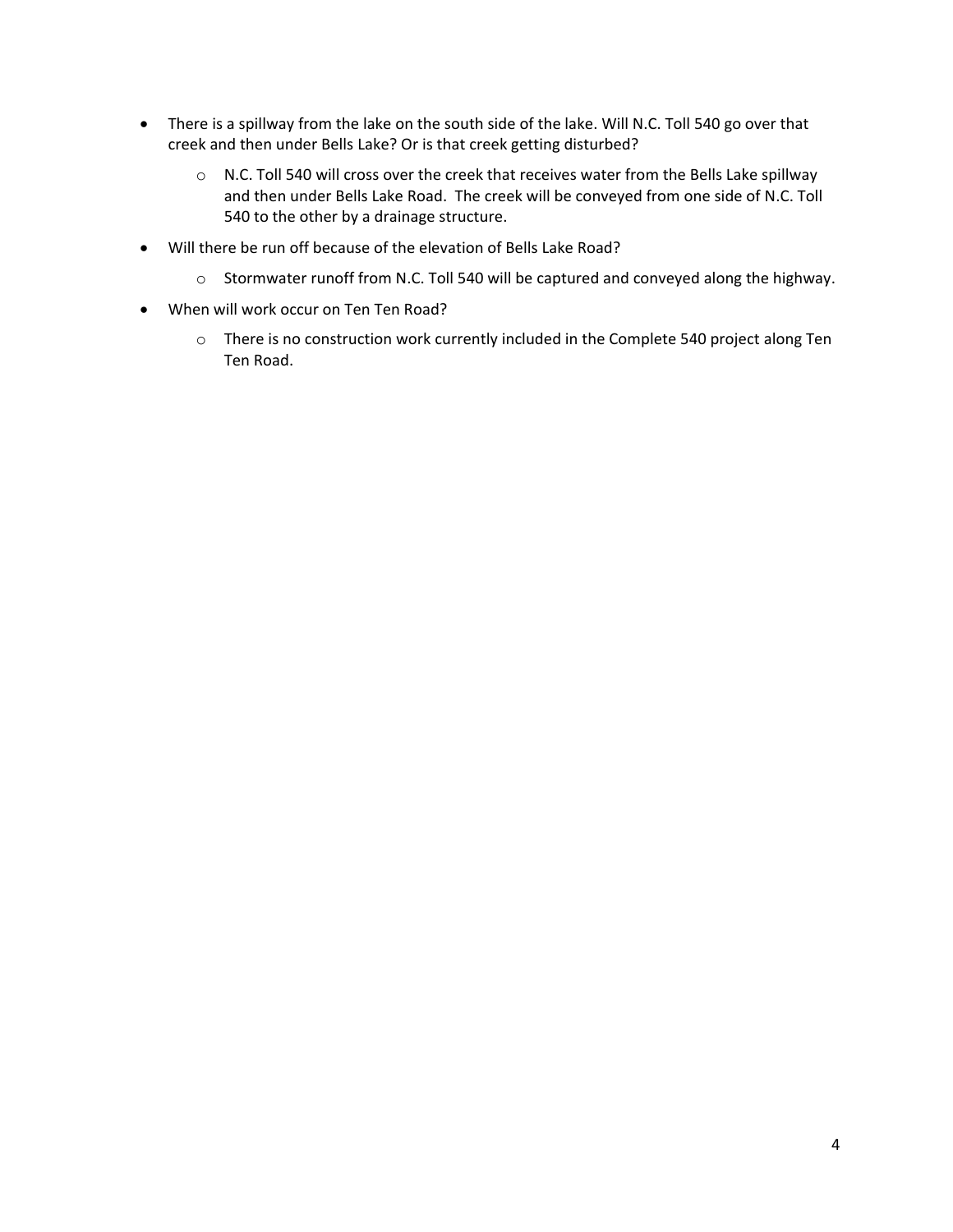- There is a spillway from the lake on the south side of the lake. Will N.C. Toll 540 go over that creek and then under Bells Lake? Or is that creek getting disturbed?
    - N.C. Toll 540 will cross over the creek that receives water from the Bells Lake spillway and then under Bells Lake Road. The creek will be conveyed from one side of N.C. Toll 540 to the other by a drainage structure.
- Will there be run off because of the elevation of Bells Lake Road?
    - Stormwater runoff from N.C. Toll 540 will be captured and conveyed along the highway.
- When will work occur on Ten Ten Road?
    - There is no construction work currently included in the Complete 540 project along Ten Ten Road.